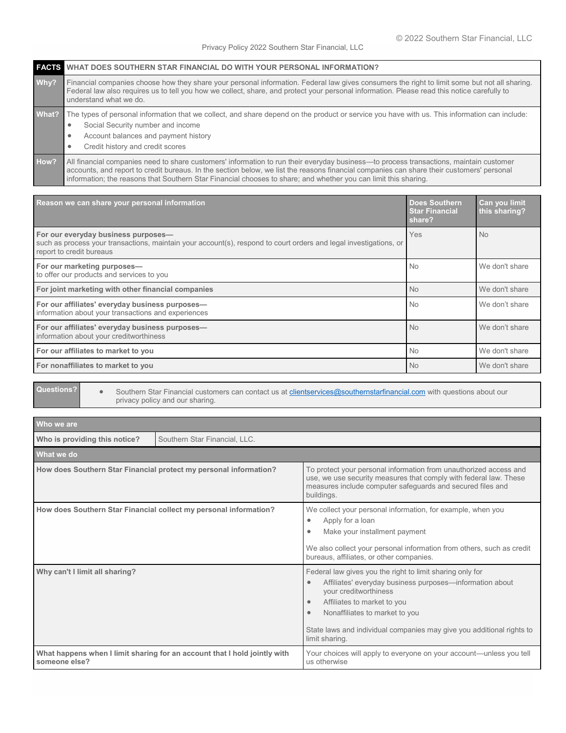© 2022 Southern Star Financial, LLC

Privacy Policy 2022 Southern Star Financial, LLC

| FACTS | WHAT DOES SOUTHERN STAR FINANCIAL DO WITH YOUR PERSONAL INFORMATION? |
|---|---|
| Why? | Financial companies choose how they share your personal information. Federal law gives consumers the right to limit some but not all sharing. Federal law also requires us to tell you how we collect, share, and protect your personal information. Please read this notice carefully to understand what we do. |
| What? | The types of personal information that we collect, and share depend on the product or service you have with us. This information can include:<br>• Social Security number and income<br>• Account balances and payment history<br>• Credit history and credit scores |
| How? | All financial companies need to share customers' information to run their everyday business—to process transactions, maintain customer accounts, and report to credit bureaus. In the section below, we list the reasons financial companies can share their customers' personal information; the reasons that Southern Star Financial chooses to share; and whether you can limit this sharing. |

| Reason we can share your personal information | Does Southern Star Financial share? | Can you limit this sharing? |
|---|---|---|
| **For our everyday business purposes—** such as process your transactions, maintain your account(s), respond to court orders and legal investigations, or report to credit bureaus | Yes | No |
| **For our marketing purposes—** to offer our products and services to you | No | We don't share |
| **For joint marketing with other financial companies** | No | We don't share |
| **For our affiliates' everyday business purposes—** information about your transactions and experiences | No | We don't share |
| **For our affiliates' everyday business purposes—** information about your creditworthiness | No | We don't share |
| **For our affiliates to market to you** | No | We don't share |
| **For nonaffiliates to market to you** | No | We don't share |

| Questions? | • Southern Star Financial customers can contact us at clientservices@southernstarfinancial.com with questions about our privacy policy and our sharing. |
|---|---|

| Who we are | |
|---|---|
| **Who is providing this notice?** | Southern Star Financial, LLC. |
| **What we do** | |
| **How does Southern Star Financial protect my personal information?** | To protect your personal information from unauthorized access and use, we use security measures that comply with federal law. These measures include computer safeguards and secured files and buildings. |
| **How does Southern Star Financial collect my personal information?** | We collect your personal information, for example, when you<br>• Apply for a loan<br>• Make your installment payment<br><br>We also collect your personal information from others, such as credit bureaus, affiliates, or other companies. |
| **Why can't I limit all sharing?** | Federal law gives you the right to limit sharing only for<br>• Affiliates' everyday business purposes—information about your creditworthiness<br>• Affiliates to market to you<br>• Nonaffiliates to market to you<br><br>State laws and individual companies may give you additional rights to limit sharing. |
| **What happens when I limit sharing for an account that I hold jointly with someone else?** | Your choices will apply to everyone on your account—unless you tell us otherwise |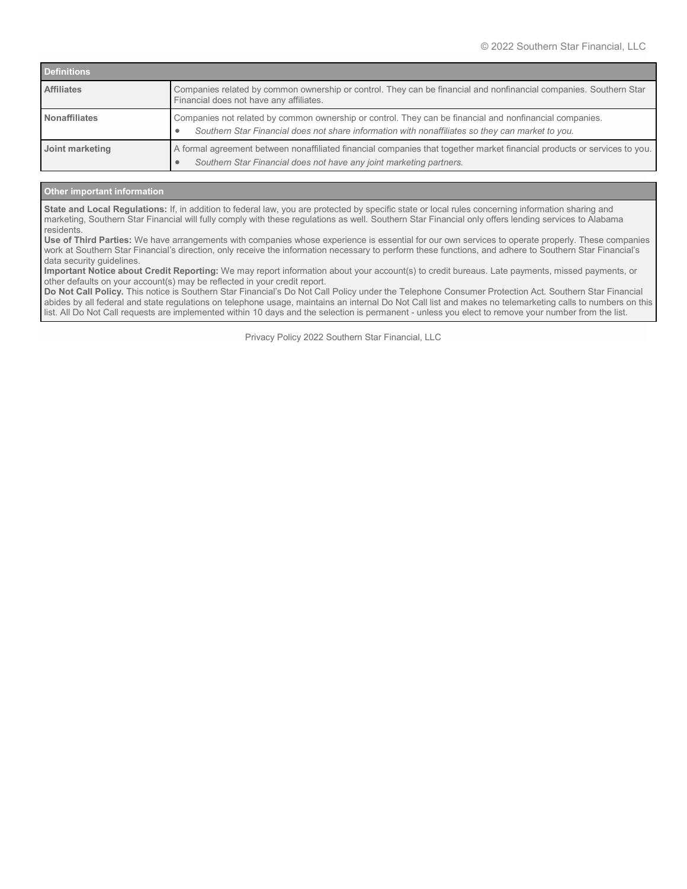| Definitions | |
|---|---|
| **Affiliates** | Companies related by common ownership or control. They can be financial and nonfinancial companies. Southern Star Financial does not have any affiliates. |
| **Nonaffiliates** | Companies not related by common ownership or control. They can be financial and nonfinancial companies. • *Southern Star Financial does not share information with nonaffiliates so they can market to you.* |
| **Joint marketing** | A formal agreement between nonaffiliated financial companies that together market financial products or services to you. • *Southern Star Financial does not have any joint marketing partners.* |

## Other important information

**State and Local Regulations:** If, in addition to federal law, you are protected by specific state or local rules concerning information sharing and marketing, Southern Star Financial will fully comply with these regulations as well. Southern Star Financial only offers lending services to Alabama residents.

**Use of Third Parties:** We have arrangements with companies whose experience is essential for our own services to operate properly. These companies work at Southern Star Financial's direction, only receive the information necessary to perform these functions, and adhere to Southern Star Financial's data security guidelines.

**Important Notice about Credit Reporting:** We may report information about your account(s) to credit bureaus. Late payments, missed payments, or other defaults on your account(s) may be reflected in your credit report.

**Do Not Call Policy.** This notice is Southern Star Financial's Do Not Call Policy under the Telephone Consumer Protection Act. Southern Star Financial abides by all federal and state regulations on telephone usage, maintains an internal Do Not Call list and makes no telemarketing calls to numbers on this list. All Do Not Call requests are implemented within 10 days and the selection is permanent - unless you elect to remove your number from the list.